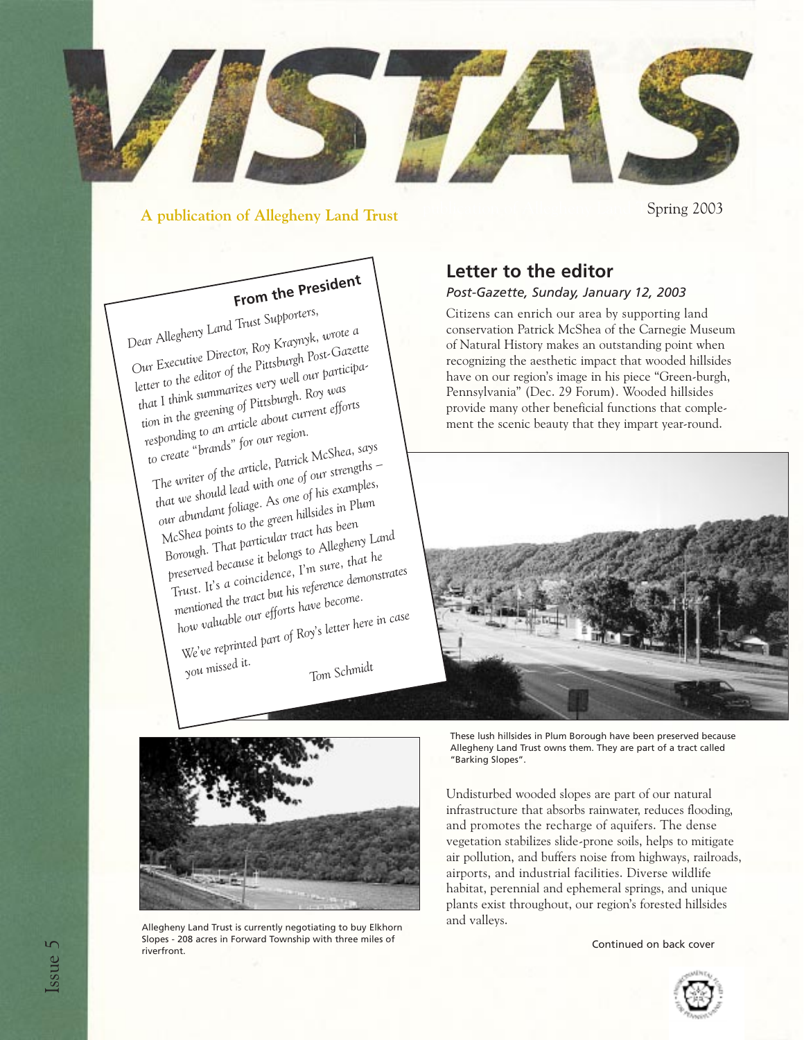# VISTAS

**A publication of Allegheny Land Trust**

Spring 2003

## From the President

*Dear Allegheny Land Trust Supporters,*

*Our Executive Director, Roy Kraynyk, wrote a letter to the editor of the Pittsburgh Post-Gazette that I think summarizes very well our participation in the greening of Pittsburgh. Roy was responding to an article about current efforts to create "brands" for our region.*

*The writer of the article, Patrick McShea, says that we should lead with one of our strengths – our abundant foliage. As one of his examples, McShea points to the green hillsides in Plum Borough. That particular tract has been preserved because it belongs to Allegheny Land Trust. It's a coincidence, I'm sure, that he mentioned the tract but his reference demonstrates how valuable our efforts have become.*

*We've reprinted part of Roy's letter here in case you missed it.*

*Tom Schmidt*

## Letter to the editor

*Post-Gazette, Sunday, January 12, 2003*

Citizens can enrich our area by supporting land conservation Patrick McShea of the Carnegie Museum of Natural History makes an outstanding point when recognizing the aesthetic impact that wooded hillsides have on our region's image in his piece "Green-burgh, Pennsylvania" (Dec. 29 Forum). Wooded hillsides provide many other beneficial functions that complement the scenic beauty that they impart year-round.

These lush hillsides in Plum Borough have been preserved because Allegheny Land Trust owns them. They are part of a tract called "Barking Slopes".

Undisturbed wooded slopes are part of our natural infrastructure that absorbs rainwater, reduces flooding, and promotes the recharge of aquifers. The dense vegetation stabilizes slide-prone soils, helps to mitigate air pollution, and buffers noise from highways, railroads, airports, and industrial facilities. Diverse wildlife habitat, perennial and ephemeral springs, and unique plants exist throughout, our region's forested hillsides and valleys.

Continued on back cover

Allegheny Land Trust is currently negotiating to buy Elkhorn Slopes - 208 acres in Forward Township with three miles of riverfront.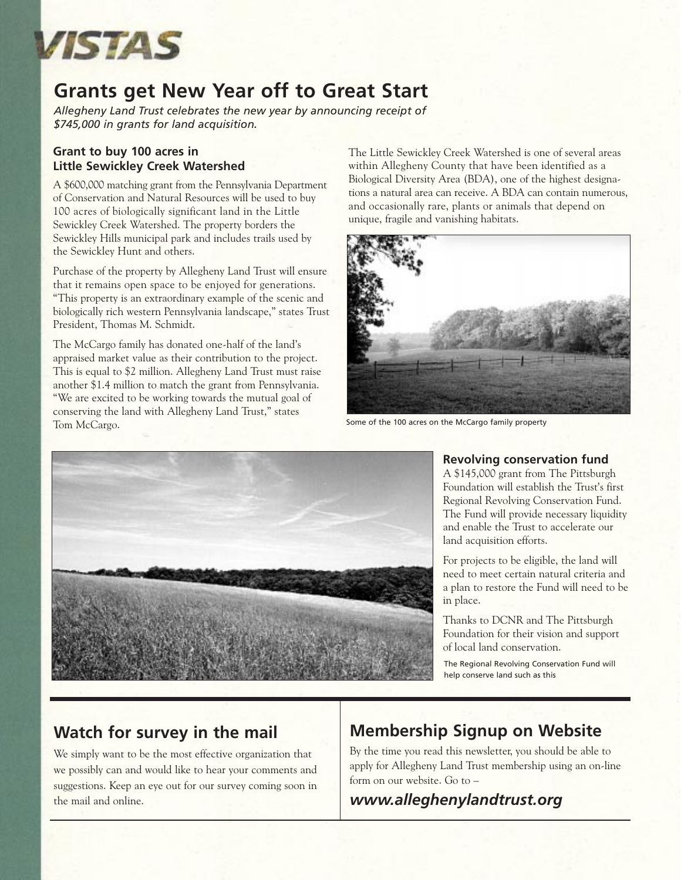# VISTAS

## Grants get New Year off to Great Start

*Allegheny Land Trust celebrates the new year by announcing receipt of $745,000 in grants for land acquisition.*

### Grant to buy 100 acres in Little Sewickley Creek Watershed

A $600,000 matching grant from the Pennsylvania Department of Conservation and Natural Resources will be used to buy 100 acres of biologically significant land in the Little Sewickley Creek Watershed. The property borders the Sewickley Hills municipal park and includes trails used by the Sewickley Hunt and others.

Purchase of the property by Allegheny Land Trust will ensure that it remains open space to be enjoyed for generations. "This property is an extraordinary example of the scenic and biologically rich western Pennsylvania landscape," states Trust President, Thomas M. Schmidt.

The McCargo family has donated one-half of the land's appraised market value as their contribution to the project. This is equal to $2 million. Allegheny Land Trust must raise another $1.4 million to match the grant from Pennsylvania. "We are excited to be working towards the mutual goal of conserving the land with Allegheny Land Trust," states Tom McCargo.

The Little Sewickley Creek Watershed is one of several areas within Allegheny County that have been identified as a Biological Diversity Area (BDA), one of the highest designations a natural area can receive. A BDA can contain numerous, and occasionally rare, plants or animals that depend on unique, fragile and vanishing habitats.

Some of the 100 acres on the McCargo family property

### Revolving conservation fund

A $145,000 grant from The Pittsburgh Foundation will establish the Trust's first Regional Revolving Conservation Fund. The Fund will provide necessary liquidity and enable the Trust to accelerate our land acquisition efforts.

For projects to be eligible, the land will need to meet certain natural criteria and a plan to restore the Fund will need to be in place.

Thanks to DCNR and The Pittsburgh Foundation for their vision and support of local land conservation.

The Regional Revolving Conservation Fund will help conserve land such as this

## Watch for survey in the mail

We simply want to be the most effective organization that we possibly can and would like to hear your comments and suggestions. Keep an eye out for our survey coming soon in the mail and online.

## Membership Signup on Website

By the time you read this newsletter, you should be able to apply for Allegheny Land Trust membership using an on-line form on our website. Go to –

***www.alleghenylandtrust.org***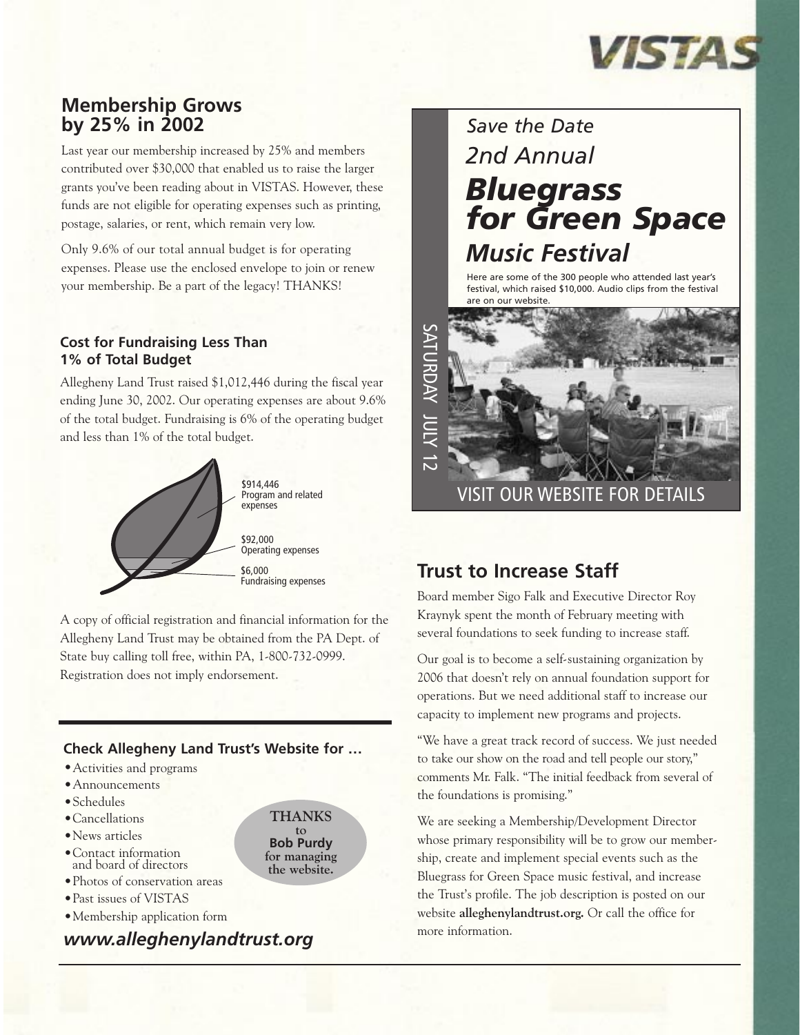## Membership Grows by 25% in 2002

Last year our membership increased by 25% and members contributed over $30,000 that enabled us to raise the larger grants you've been reading about in VISTAS. However, these funds are not eligible for operating expenses such as printing, postage, salaries, or rent, which remain very low.

Only 9.6% of our total annual budget is for operating expenses. Please use the enclosed envelope to join or renew your membership. Be a part of the legacy! THANKS!

### Cost for Fundraising Less Than 1% of Total Budget

Allegheny Land Trust raised $1,012,446 during the fiscal year ending June 30, 2002. Our operating expenses are about 9.6% of the total budget. Fundraising is 6% of the operating budget and less than 1% of the total budget.

$914,446
Program and related expenses

$92,000
Operating expenses

$6,000
Fundraising expenses

A copy of official registration and financial information for the Allegheny Land Trust may be obtained from the PA Dept. of State buy calling toll free, within PA, 1-800-732-0999. Registration does not imply endorsement.

### Check Allegheny Land Trust's Website for …

- Activities and programs
- Announcements
- Schedules
- Cancellations
- News articles
- Contact information and board of directors
- Photos of conservation areas
- Past issues of VISTAS
- Membership application form

**THANKS to Bob Purdy for managing the website.**

***www.alleghenylandtrust.org***

*Save the Date*

*2nd Annual*

## *Bluegrass for Green Space Music Festival*

SATURDAY JULY 12

Here are some of the 300 people who attended last year's festival, which raised $10,000. Audio clips from the festival are on our website.

VISIT OUR WEBSITE FOR DETAILS

## Trust to Increase Staff

Board member Sigo Falk and Executive Director Roy Kraynyk spent the month of February meeting with several foundations to seek funding to increase staff.

Our goal is to become a self-sustaining organization by 2006 that doesn't rely on annual foundation support for operations. But we need additional staff to increase our capacity to implement new programs and projects.

"We have a great track record of success. We just needed to take our show on the road and tell people our story," comments Mr. Falk. "The initial feedback from several of the foundations is promising."

We are seeking a Membership/Development Director whose primary responsibility will be to grow our membership, create and implement special events such as the Bluegrass for Green Space music festival, and increase the Trust's profile. The job description is posted on our website **alleghenylandtrust.org.** Or call the office for more information.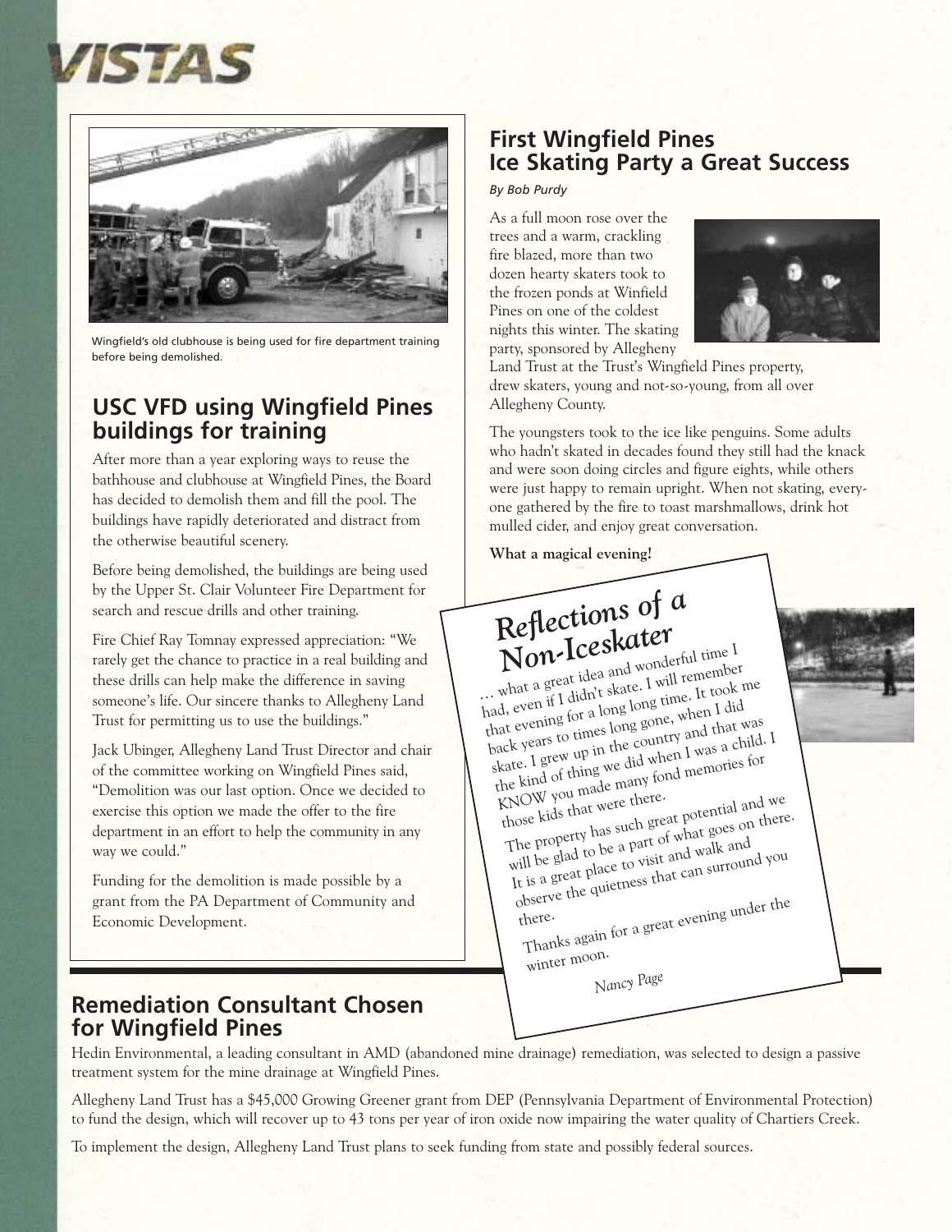Wingfield's old clubhouse is being used for fire department training before being demolished.

## USC VFD using Wingfield Pines buildings for training

After more than a year exploring ways to reuse the bathhouse and clubhouse at Wingfield Pines, the Board has decided to demolish them and fill the pool. The buildings have rapidly deteriorated and distract from the otherwise beautiful scenery.

Before being demolished, the buildings are being used by the Upper St. Clair Volunteer Fire Department for search and rescue drills and other training.

Fire Chief Ray Tomnay expressed appreciation: "We rarely get the chance to practice in a real building and these drills can help make the difference in saving someone's life. Our sincere thanks to Allegheny Land Trust for permitting us to use the buildings."

Jack Ubinger, Allegheny Land Trust Director and chair of the committee working on Wingfield Pines said, "Demolition was our last option. Once we decided to exercise this option we made the offer to the fire department in an effort to help the community in any way we could."

Funding for the demolition is made possible by a grant from the PA Department of Community and Economic Development.

## First Wingfield Pines Ice Skating Party a Great Success

*By Bob Purdy*

As a full moon rose over the trees and a warm, crackling fire blazed, more than two dozen hearty skaters took to the frozen ponds at Winfield Pines on one of the coldest nights this winter. The skating party, sponsored by Allegheny Land Trust at the Trust's Wingfield Pines property, drew skaters, young and not-so-young, from all over Allegheny County.

The youngsters took to the ice like penguins. Some adults who hadn't skated in decades found they still had the knack and were soon doing circles and figure eights, while others were just happy to remain upright. When not skating, everyone gathered by the fire to toast marshmallows, drink hot mulled cider, and enjoy great conversation.

**What a magical evening!**

### *Reflections of a Non-Iceskater*

... what a great idea and wonderful time I had, even if I didn't skate. I will remember that evening for a long long time. It took me back years to times long gone, when I did skate. I grew up in the country and that was the kind of thing we did when I was a child. I KNOW you made many fond memories for those kids that were there.

The property has such great potential and we will be glad to be a part of what goes on there. It is a great place to visit and walk and observe the quietness that can surround you there.

Thanks again for a great evening under the winter moon.

*Nancy Page*

## Remediation Consultant Chosen for Wingfield Pines

Hedin Environmental, a leading consultant in AMD (abandoned mine drainage) remediation, was selected to design a passive treatment system for the mine drainage at Wingfield Pines.

Allegheny Land Trust has a $45,000 Growing Greener grant from DEP (Pennsylvania Department of Environmental Protection) to fund the design, which will recover up to 43 tons per year of iron oxide now impairing the water quality of Chartiers Creek.

To implement the design, Allegheny Land Trust plans to seek funding from state and possibly federal sources.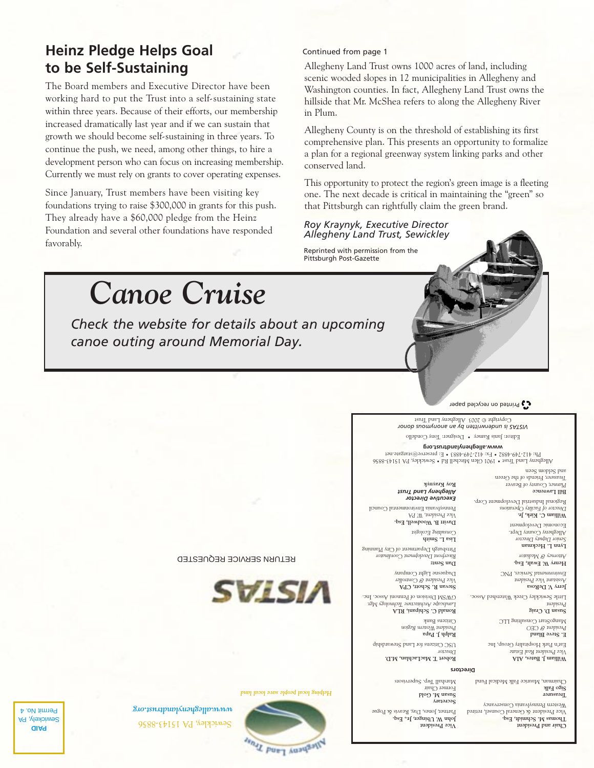## Heinz Pledge Helps Goal to be Self-Sustaining

The Board members and Executive Director have been working hard to put the Trust into a self-sustaining state within three years. Because of their efforts, our membership increased dramatically last year and if we can sustain that growth we should become self-sustaining in three years. To continue the push, we need, among other things, to hire a development person who can focus on increasing membership. Currently we must rely on grants to cover operating expenses.

Since January, Trust members have been visiting key foundations trying to raise $300,000 in grants for this push. They already have a $60,000 pledge from the Heinz Foundation and several other foundations have responded favorably.

Continued from page 1

Allegheny Land Trust owns 1000 acres of land, including scenic wooded slopes in 12 municipalities in Allegheny and Washington counties. In fact, Allegheny Land Trust owns the hillside that Mr. McShea refers to along the Allegheny River in Plum.

Allegheny County is on the threshold of establishing its first comprehensive plan. This presents an opportunity to formalize a plan for a regional greenway system linking parks and other conserved land.

This opportunity to protect the region's green image is a fleeting one. The next decade is critical in maintaining the "green" so that Pittsburgh can rightfully claim the green brand.

*Roy Kraynyk, Executive Director*
*Allegheny Land Trust, Sewickley*

Reprinted with permission from the Pittsburgh Post-Gazette

# *Canoe Cruise*

*Check the website for details about an upcoming canoe outing around Memorial Day.*

**Chair and President**
**Thomas M. Schmidt, Esq.**
Vice President & General Counsel, retired
Western Pennsylvania Conservancy

**Vice President**
**John W. Ubinger, Jr., Esq.**
Partner, Jones, Day, Reavis & Pogue

**Treasurer**
**Sigo Falk**
Chairman, Maurice Falk Medical Fund

**Secretary**
**Susan M. Gold**
Former Chair
Marshall Twp. Supervisors

**Directors**

**William J. Bates, AIA**
*Vice President Real Estate*
Earl's Park Hospitality Group, Inc

**E. Steve Bland**
*President & CEO*
MangoStart Consulting LLC

**Susan D. Craig**
*President*
Little Sewickley Creek Watershed Assoc.

**Jerry V. DeRosa**
*Assistant Vice President*
*Environmental Services,* PNC

**Henry W. Ewalt, Esq.**
*Attorney & Mediator*

**Lynn L. Heckman**
*Senior Deputy Director*
Allegheny County Dept. Economic Development

**William C. Kirk, Jr.**
*Director of Facility Operations*
Regional Industrial Development Corp.

**Bill Lawrence**
*Planner,* County of Beaver
*Treasurer,* Friends of the Green and Seldom Seen

**Robert T. MacLachlan, M.D.**
*Director*
USC Citizens for Land Stewardship

**Ralph J. Papa**
*President Western Region*
Citizens Bank

**Ronald C. Schipani, RLA**
*Landscape Architecture Technology Mgr.*
GWSM Division of Pennoni Assoc. Inc.

**Stevan R. Schott, CPA**
*Vice President & Controller*
Duquesne Light Company

**Dan Sentz**
*Riverfront Development Coordinator*
Pittsburgh Department of City Planning

**Lisa L. Smith**
*Consulting Ecologist*

**David B. Woodwell, Esq.**
*Vice President, W. PA*
Pennsylvania Environmental Council

**Executive Director**
**Allegheny Land Trust**
**Roy Kraynyk**

Allegheny Land Trust • 1901 Glen Mitchell Rd • Sewickley, PA 15143-8856
Ph: 412-749-4882 • Fx: 412-749-4883 • E: preserve@stargate.net
**www.alleghenylandtrust.org**

Editor: Janis Ramey • Designer: Tony Condello

*VISTAS is underwritten by an anonymous donor*
Copyright © 2003 Allegheny Land Trust

Printed on recycled paper

RETURN SERVICE REQUESTED

VISTAS

Allegheny Land Trust

*Helping local people save local land*

Sewickley, PA 15143-8856
*www.alleghenylandtrust.org*

PAID
Sewickely, PA
Permit No. 4